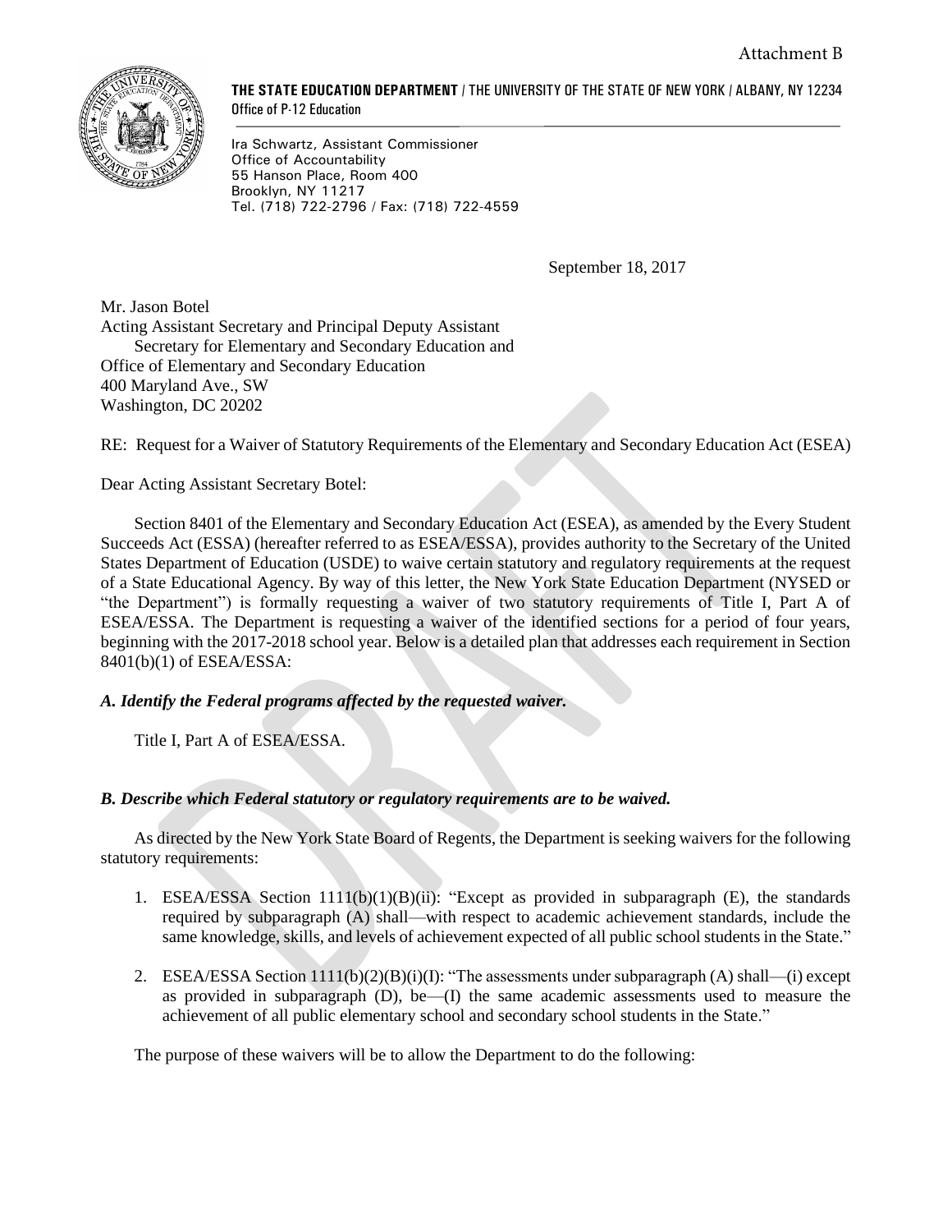Attachment B

**THE STATE EDUCATION DEPARTMENT** / THE UNIVERSITY OF THE STATE OF NEW YORK / ALBANY, NY 12234
Office of P-12 Education

Ira Schwartz, Assistant Commissioner
Office of Accountability
55 Hanson Place, Room 400
Brooklyn, NY 11217
Tel. (718) 722-2796 / Fax: (718) 722-4559

September 18, 2017

Mr. Jason Botel
Acting Assistant Secretary and Principal Deputy Assistant
Secretary for Elementary and Secondary Education and
Office of Elementary and Secondary Education
400 Maryland Ave., SW
Washington, DC 20202

RE: Request for a Waiver of Statutory Requirements of the Elementary and Secondary Education Act (ESEA)

Dear Acting Assistant Secretary Botel:

Section 8401 of the Elementary and Secondary Education Act (ESEA), as amended by the Every Student Succeeds Act (ESSA) (hereafter referred to as ESEA/ESSA), provides authority to the Secretary of the United States Department of Education (USDE) to waive certain statutory and regulatory requirements at the request of a State Educational Agency. By way of this letter, the New York State Education Department (NYSED or "the Department") is formally requesting a waiver of two statutory requirements of Title I, Part A of ESEA/ESSA. The Department is requesting a waiver of the identified sections for a period of four years, beginning with the 2017-2018 school year. Below is a detailed plan that addresses each requirement in Section 8401(b)(1) of ESEA/ESSA:

***A. Identify the Federal programs affected by the requested waiver.***

Title I, Part A of ESEA/ESSA.

***B. Describe which Federal statutory or regulatory requirements are to be waived.***

As directed by the New York State Board of Regents, the Department is seeking waivers for the following statutory requirements:

1. ESEA/ESSA Section 1111(b)(1)(B)(ii): "Except as provided in subparagraph (E), the standards required by subparagraph (A) shall—with respect to academic achievement standards, include the same knowledge, skills, and levels of achievement expected of all public school students in the State."

2. ESEA/ESSA Section 1111(b)(2)(B)(i)(I): "The assessments under subparagraph (A) shall—(i) except as provided in subparagraph (D), be—(I) the same academic assessments used to measure the achievement of all public elementary school and secondary school students in the State."

The purpose of these waivers will be to allow the Department to do the following: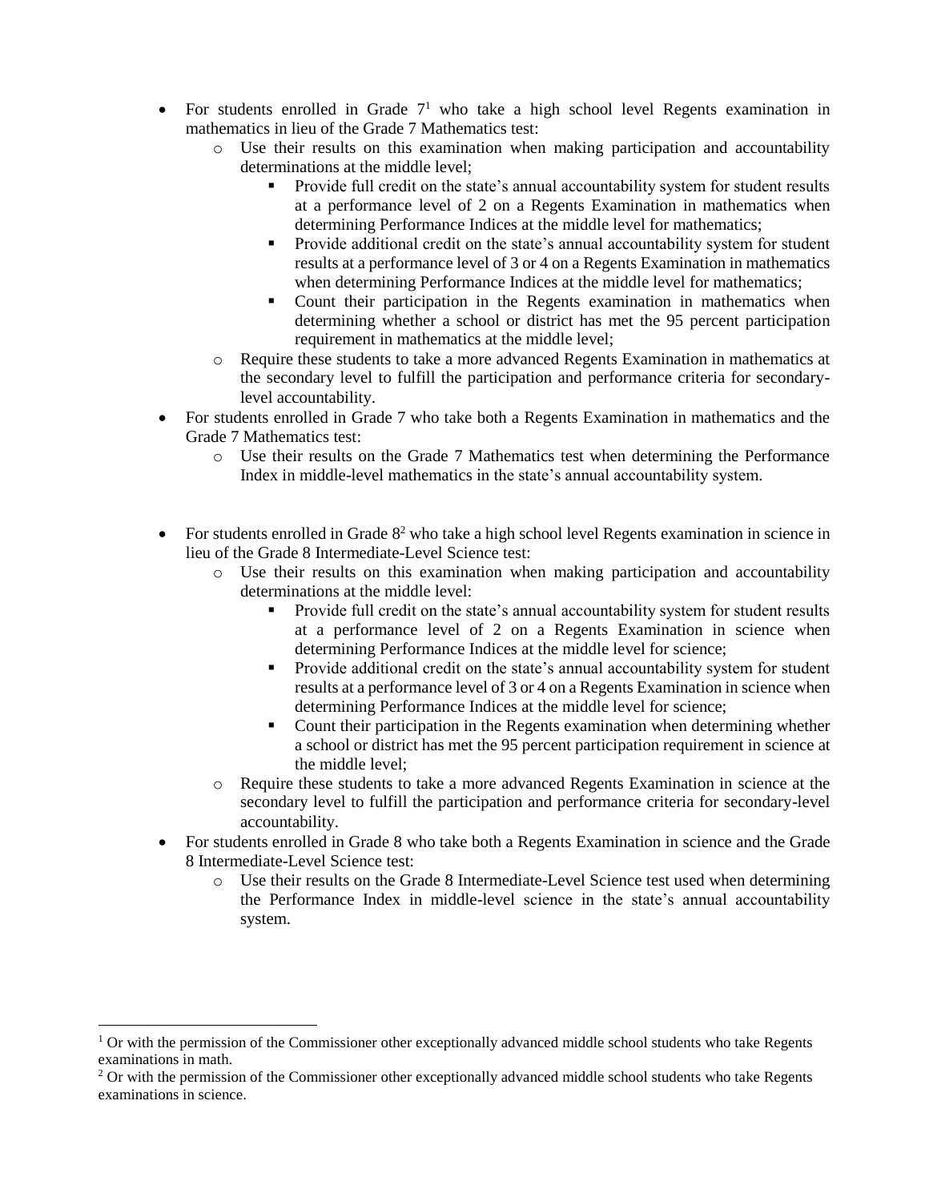- For students enrolled in Grade 7[1] who take a high school level Regents examination in mathematics in lieu of the Grade 7 Mathematics test:
    - Use their results on this examination when making participation and accountability determinations at the middle level;
        - Provide full credit on the state's annual accountability system for student results at a performance level of 2 on a Regents Examination in mathematics when determining Performance Indices at the middle level for mathematics;
        - Provide additional credit on the state's annual accountability system for student results at a performance level of 3 or 4 on a Regents Examination in mathematics when determining Performance Indices at the middle level for mathematics;
        - Count their participation in the Regents examination in mathematics when determining whether a school or district has met the 95 percent participation requirement in mathematics at the middle level;
    - Require these students to take a more advanced Regents Examination in mathematics at the secondary level to fulfill the participation and performance criteria for secondary-level accountability.
- For students enrolled in Grade 7 who take both a Regents Examination in mathematics and the Grade 7 Mathematics test:
    - Use their results on the Grade 7 Mathematics test when determining the Performance Index in middle-level mathematics in the state's annual accountability system.

- For students enrolled in Grade 8[2] who take a high school level Regents examination in science in lieu of the Grade 8 Intermediate-Level Science test:
    - Use their results on this examination when making participation and accountability determinations at the middle level:
        - Provide full credit on the state's annual accountability system for student results at a performance level of 2 on a Regents Examination in science when determining Performance Indices at the middle level for science;
        - Provide additional credit on the state's annual accountability system for student results at a performance level of 3 or 4 on a Regents Examination in science when determining Performance Indices at the middle level for science;
        - Count their participation in the Regents examination when determining whether a school or district has met the 95 percent participation requirement in science at the middle level;
    - Require these students to take a more advanced Regents Examination in science at the secondary level to fulfill the participation and performance criteria for secondary-level accountability.
- For students enrolled in Grade 8 who take both a Regents Examination in science and the Grade 8 Intermediate-Level Science test:
    - Use their results on the Grade 8 Intermediate-Level Science test used when determining the Performance Index in middle-level science in the state's annual accountability system.

---

[1] Or with the permission of the Commissioner other exceptionally advanced middle school students who take Regents examinations in math.

[2] Or with the permission of the Commissioner other exceptionally advanced middle school students who take Regents examinations in science.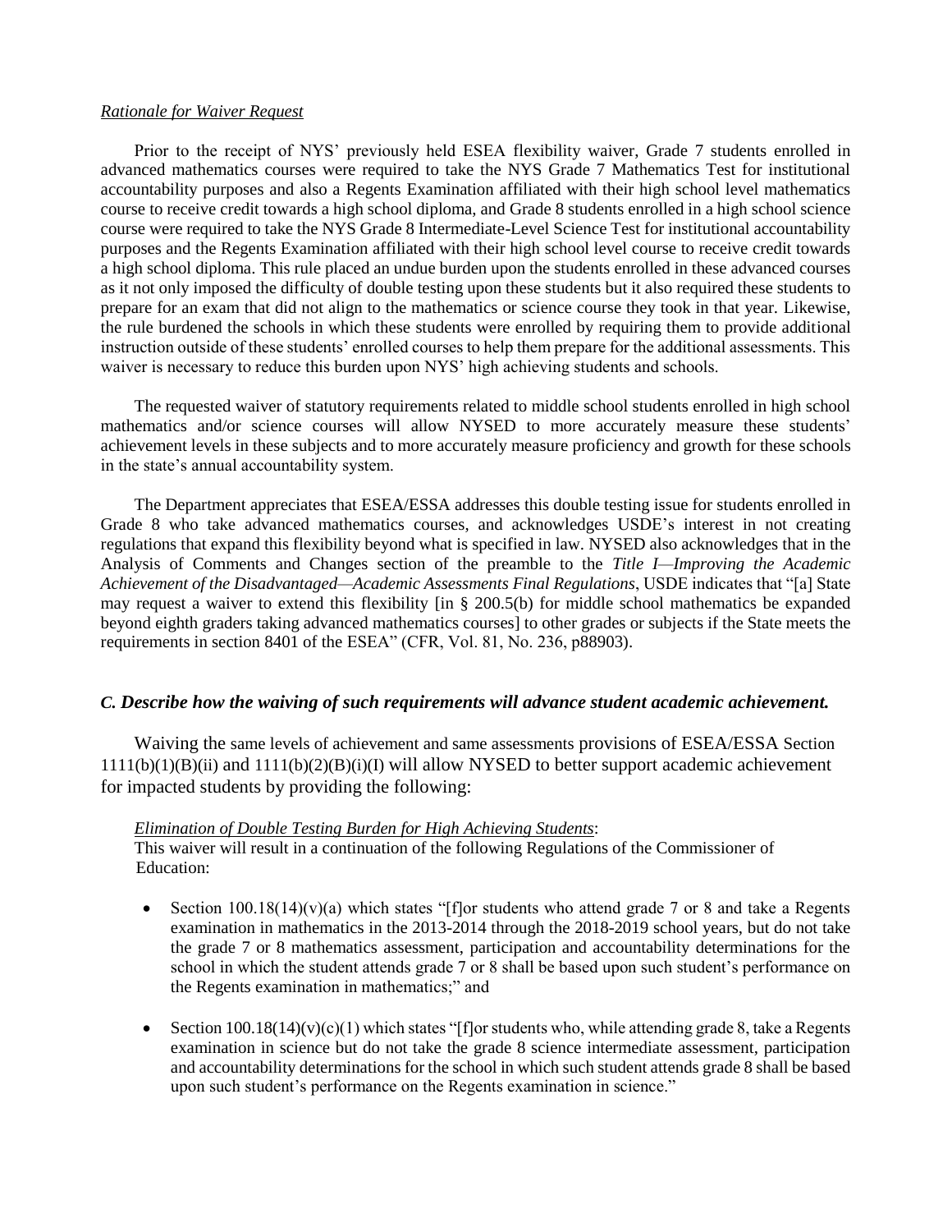*Rationale for Waiver Request*

Prior to the receipt of NYS' previously held ESEA flexibility waiver, Grade 7 students enrolled in advanced mathematics courses were required to take the NYS Grade 7 Mathematics Test for institutional accountability purposes and also a Regents Examination affiliated with their high school level mathematics course to receive credit towards a high school diploma, and Grade 8 students enrolled in a high school science course were required to take the NYS Grade 8 Intermediate-Level Science Test for institutional accountability purposes and the Regents Examination affiliated with their high school level course to receive credit towards a high school diploma. This rule placed an undue burden upon the students enrolled in these advanced courses as it not only imposed the difficulty of double testing upon these students but it also required these students to prepare for an exam that did not align to the mathematics or science course they took in that year. Likewise, the rule burdened the schools in which these students were enrolled by requiring them to provide additional instruction outside of these students' enrolled courses to help them prepare for the additional assessments. This waiver is necessary to reduce this burden upon NYS' high achieving students and schools.

The requested waiver of statutory requirements related to middle school students enrolled in high school mathematics and/or science courses will allow NYSED to more accurately measure these students' achievement levels in these subjects and to more accurately measure proficiency and growth for these schools in the state's annual accountability system.

The Department appreciates that ESEA/ESSA addresses this double testing issue for students enrolled in Grade 8 who take advanced mathematics courses, and acknowledges USDE's interest in not creating regulations that expand this flexibility beyond what is specified in law. NYSED also acknowledges that in the Analysis of Comments and Changes section of the preamble to the *Title I—Improving the Academic Achievement of the Disadvantaged—Academic Assessments Final Regulations*, USDE indicates that "[a] State may request a waiver to extend this flexibility [in § 200.5(b) for middle school mathematics be expanded beyond eighth graders taking advanced mathematics courses] to other grades or subjects if the State meets the requirements in section 8401 of the ESEA" (CFR, Vol. 81, No. 236, p88903).

### *C. Describe how the waiving of such requirements will advance student academic achievement.*

Waiving the same levels of achievement and same assessments provisions of ESEA/ESSA Section 1111(b)(1)(B)(ii) and 1111(b)(2)(B)(i)(I) will allow NYSED to better support academic achievement for impacted students by providing the following:

*Elimination of Double Testing Burden for High Achieving Students*:
This waiver will result in a continuation of the following Regulations of the Commissioner of Education:

- Section 100.18(14)(v)(a) which states "[f]or students who attend grade 7 or 8 and take a Regents examination in mathematics in the 2013-2014 through the 2018-2019 school years, but do not take the grade 7 or 8 mathematics assessment, participation and accountability determinations for the school in which the student attends grade 7 or 8 shall be based upon such student's performance on the Regents examination in mathematics;" and
- Section 100.18(14)(v)(c)(1) which states "[f]or students who, while attending grade 8, take a Regents examination in science but do not take the grade 8 science intermediate assessment, participation and accountability determinations for the school in which such student attends grade 8 shall be based upon such student's performance on the Regents examination in science."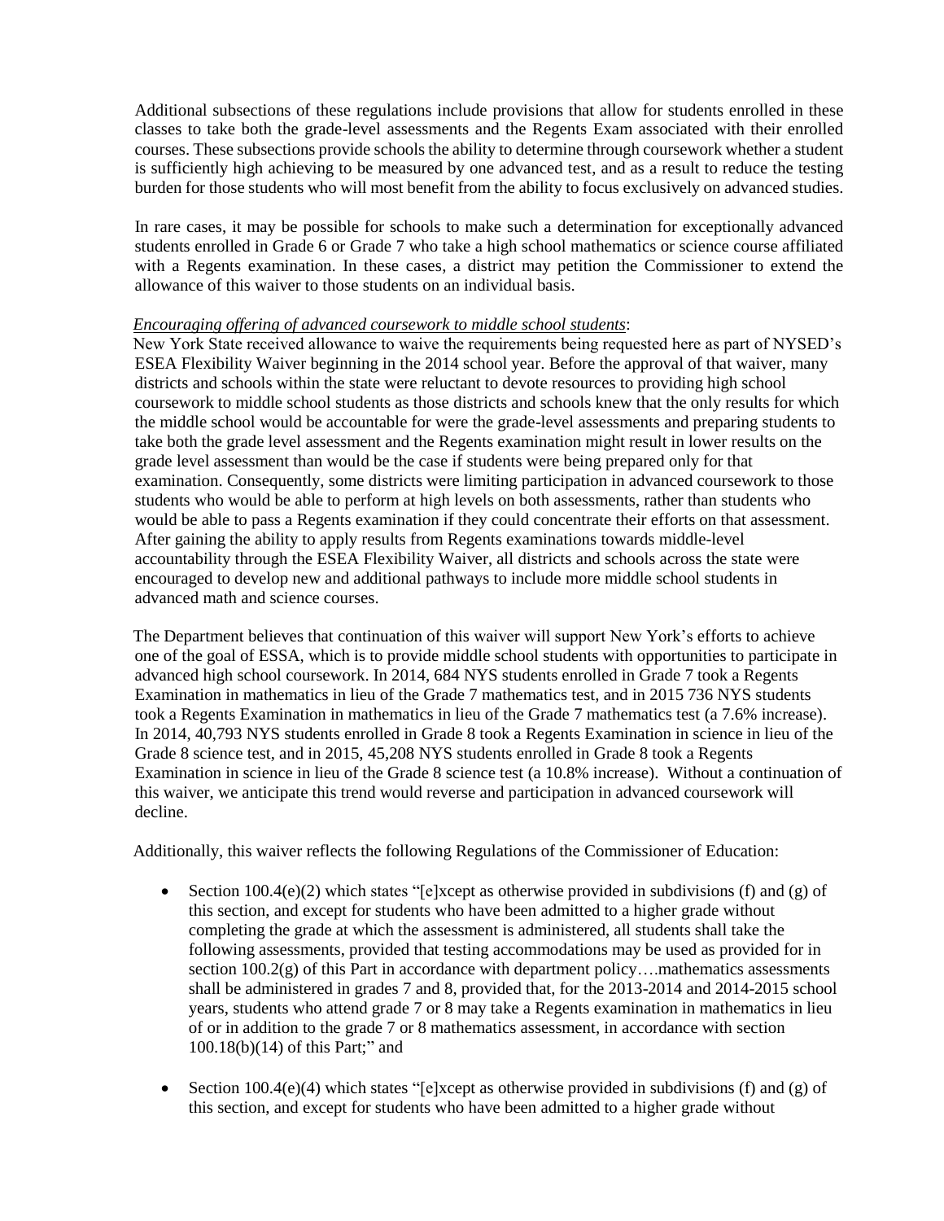Additional subsections of these regulations include provisions that allow for students enrolled in these classes to take both the grade-level assessments and the Regents Exam associated with their enrolled courses. These subsections provide schools the ability to determine through coursework whether a student is sufficiently high achieving to be measured by one advanced test, and as a result to reduce the testing burden for those students who will most benefit from the ability to focus exclusively on advanced studies.

In rare cases, it may be possible for schools to make such a determination for exceptionally advanced students enrolled in Grade 6 or Grade 7 who take a high school mathematics or science course affiliated with a Regents examination. In these cases, a district may petition the Commissioner to extend the allowance of this waiver to those students on an individual basis.

*Encouraging offering of advanced coursework to middle school students*:

New York State received allowance to waive the requirements being requested here as part of NYSED's ESEA Flexibility Waiver beginning in the 2014 school year. Before the approval of that waiver, many districts and schools within the state were reluctant to devote resources to providing high school coursework to middle school students as those districts and schools knew that the only results for which the middle school would be accountable for were the grade-level assessments and preparing students to take both the grade level assessment and the Regents examination might result in lower results on the grade level assessment than would be the case if students were being prepared only for that examination. Consequently, some districts were limiting participation in advanced coursework to those students who would be able to perform at high levels on both assessments, rather than students who would be able to pass a Regents examination if they could concentrate their efforts on that assessment. After gaining the ability to apply results from Regents examinations towards middle-level accountability through the ESEA Flexibility Waiver, all districts and schools across the state were encouraged to develop new and additional pathways to include more middle school students in advanced math and science courses.

The Department believes that continuation of this waiver will support New York's efforts to achieve one of the goal of ESSA, which is to provide middle school students with opportunities to participate in advanced high school coursework. In 2014, 684 NYS students enrolled in Grade 7 took a Regents Examination in mathematics in lieu of the Grade 7 mathematics test, and in 2015 736 NYS students took a Regents Examination in mathematics in lieu of the Grade 7 mathematics test (a 7.6% increase). In 2014, 40,793 NYS students enrolled in Grade 8 took a Regents Examination in science in lieu of the Grade 8 science test, and in 2015, 45,208 NYS students enrolled in Grade 8 took a Regents Examination in science in lieu of the Grade 8 science test (a 10.8% increase). Without a continuation of this waiver, we anticipate this trend would reverse and participation in advanced coursework will decline.

Additionally, this waiver reflects the following Regulations of the Commissioner of Education:

- Section 100.4(e)(2) which states "[e]xcept as otherwise provided in subdivisions (f) and (g) of this section, and except for students who have been admitted to a higher grade without completing the grade at which the assessment is administered, all students shall take the following assessments, provided that testing accommodations may be used as provided for in section 100.2(g) of this Part in accordance with department policy….mathematics assessments shall be administered in grades 7 and 8, provided that, for the 2013-2014 and 2014-2015 school years, students who attend grade 7 or 8 may take a Regents examination in mathematics in lieu of or in addition to the grade 7 or 8 mathematics assessment, in accordance with section 100.18(b)(14) of this Part;" and
- Section 100.4(e)(4) which states "[e]xcept as otherwise provided in subdivisions (f) and (g) of this section, and except for students who have been admitted to a higher grade without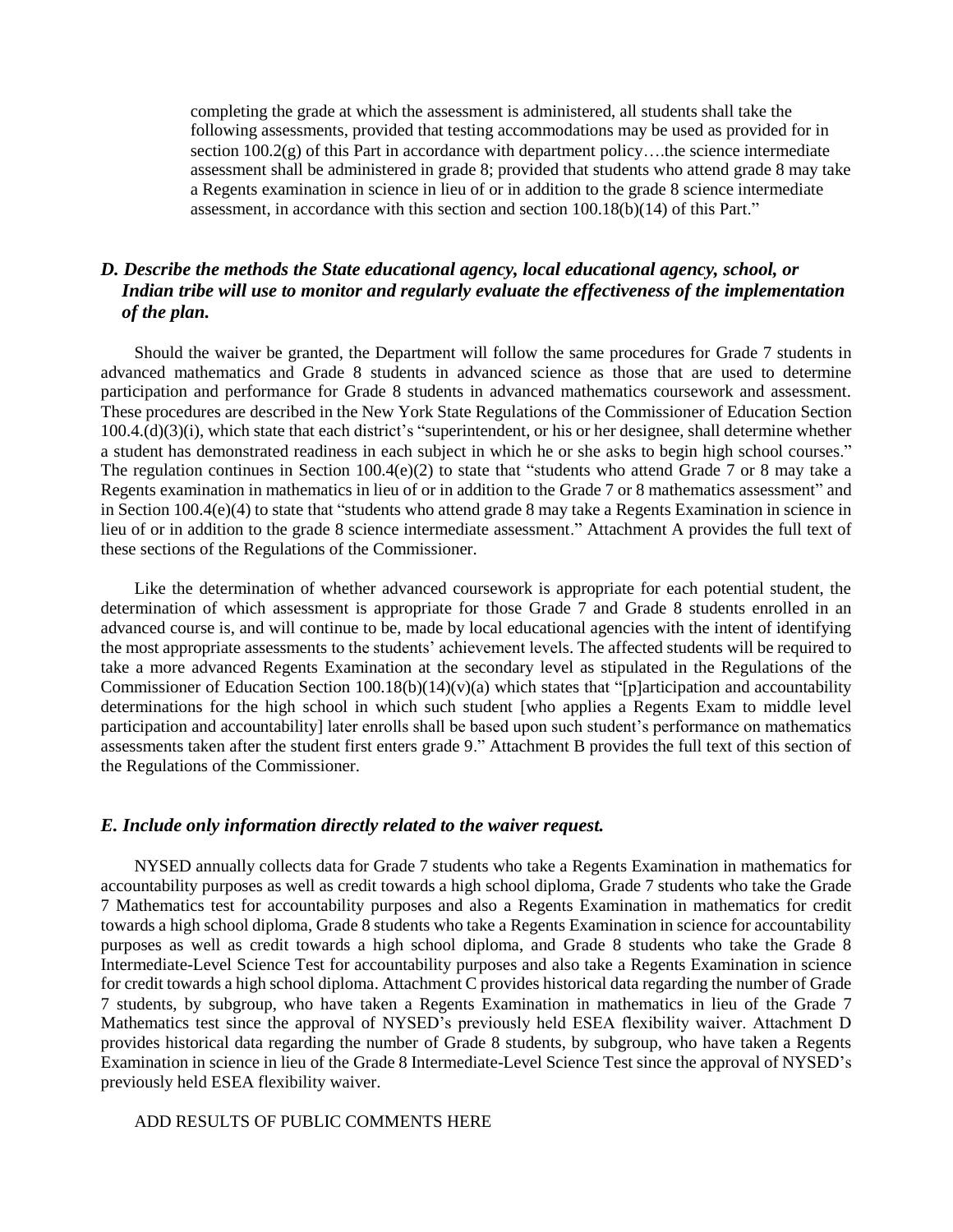completing the grade at which the assessment is administered, all students shall take the following assessments, provided that testing accommodations may be used as provided for in section 100.2(g) of this Part in accordance with department policy….the science intermediate assessment shall be administered in grade 8; provided that students who attend grade 8 may take a Regents examination in science in lieu of or in addition to the grade 8 science intermediate assessment, in accordance with this section and section 100.18(b)(14) of this Part."

### *D. Describe the methods the State educational agency, local educational agency, school, or Indian tribe will use to monitor and regularly evaluate the effectiveness of the implementation of the plan.*

Should the waiver be granted, the Department will follow the same procedures for Grade 7 students in advanced mathematics and Grade 8 students in advanced science as those that are used to determine participation and performance for Grade 8 students in advanced mathematics coursework and assessment. These procedures are described in the New York State Regulations of the Commissioner of Education Section 100.4.(d)(3)(i), which state that each district's "superintendent, or his or her designee, shall determine whether a student has demonstrated readiness in each subject in which he or she asks to begin high school courses." The regulation continues in Section 100.4(e)(2) to state that "students who attend Grade 7 or 8 may take a Regents examination in mathematics in lieu of or in addition to the Grade 7 or 8 mathematics assessment" and in Section 100.4(e)(4) to state that "students who attend grade 8 may take a Regents Examination in science in lieu of or in addition to the grade 8 science intermediate assessment." Attachment A provides the full text of these sections of the Regulations of the Commissioner.

Like the determination of whether advanced coursework is appropriate for each potential student, the determination of which assessment is appropriate for those Grade 7 and Grade 8 students enrolled in an advanced course is, and will continue to be, made by local educational agencies with the intent of identifying the most appropriate assessments to the students' achievement levels. The affected students will be required to take a more advanced Regents Examination at the secondary level as stipulated in the Regulations of the Commissioner of Education Section 100.18(b)(14)(v)(a) which states that "[p]articipation and accountability determinations for the high school in which such student [who applies a Regents Exam to middle level participation and accountability] later enrolls shall be based upon such student's performance on mathematics assessments taken after the student first enters grade 9." Attachment B provides the full text of this section of the Regulations of the Commissioner.

### *E. Include only information directly related to the waiver request.*

NYSED annually collects data for Grade 7 students who take a Regents Examination in mathematics for accountability purposes as well as credit towards a high school diploma, Grade 7 students who take the Grade 7 Mathematics test for accountability purposes and also a Regents Examination in mathematics for credit towards a high school diploma, Grade 8 students who take a Regents Examination in science for accountability purposes as well as credit towards a high school diploma, and Grade 8 students who take the Grade 8 Intermediate-Level Science Test for accountability purposes and also take a Regents Examination in science for credit towards a high school diploma. Attachment C provides historical data regarding the number of Grade 7 students, by subgroup, who have taken a Regents Examination in mathematics in lieu of the Grade 7 Mathematics test since the approval of NYSED's previously held ESEA flexibility waiver. Attachment D provides historical data regarding the number of Grade 8 students, by subgroup, who have taken a Regents Examination in science in lieu of the Grade 8 Intermediate-Level Science Test since the approval of NYSED's previously held ESEA flexibility waiver.

ADD RESULTS OF PUBLIC COMMENTS HERE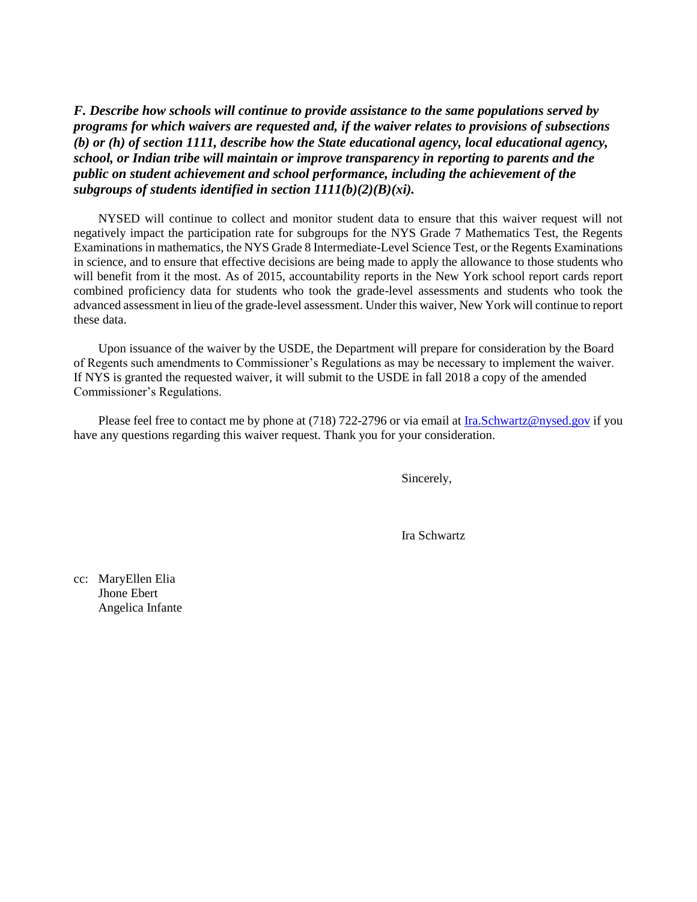***F. Describe how schools will continue to provide assistance to the same populations served by programs for which waivers are requested and, if the waiver relates to provisions of subsections (b) or (h) of section 1111, describe how the State educational agency, local educational agency, school, or Indian tribe will maintain or improve transparency in reporting to parents and the public on student achievement and school performance, including the achievement of the subgroups of students identified in section 1111(b)(2)(B)(xi).***

NYSED will continue to collect and monitor student data to ensure that this waiver request will not negatively impact the participation rate for subgroups for the NYS Grade 7 Mathematics Test, the Regents Examinations in mathematics, the NYS Grade 8 Intermediate-Level Science Test, or the Regents Examinations in science, and to ensure that effective decisions are being made to apply the allowance to those students who will benefit from it the most. As of 2015, accountability reports in the New York school report cards report combined proficiency data for students who took the grade-level assessments and students who took the advanced assessment in lieu of the grade-level assessment. Under this waiver, New York will continue to report these data.

Upon issuance of the waiver by the USDE, the Department will prepare for consideration by the Board of Regents such amendments to Commissioner's Regulations as may be necessary to implement the waiver. If NYS is granted the requested waiver, it will submit to the USDE in fall 2018 a copy of the amended Commissioner's Regulations.

Please feel free to contact me by phone at (718) 722-2796 or via email at Ira.Schwartz@nysed.gov if you have any questions regarding this waiver request. Thank you for your consideration.

Sincerely,

Ira Schwartz

cc: MaryEllen Elia
Jhone Ebert
Angelica Infante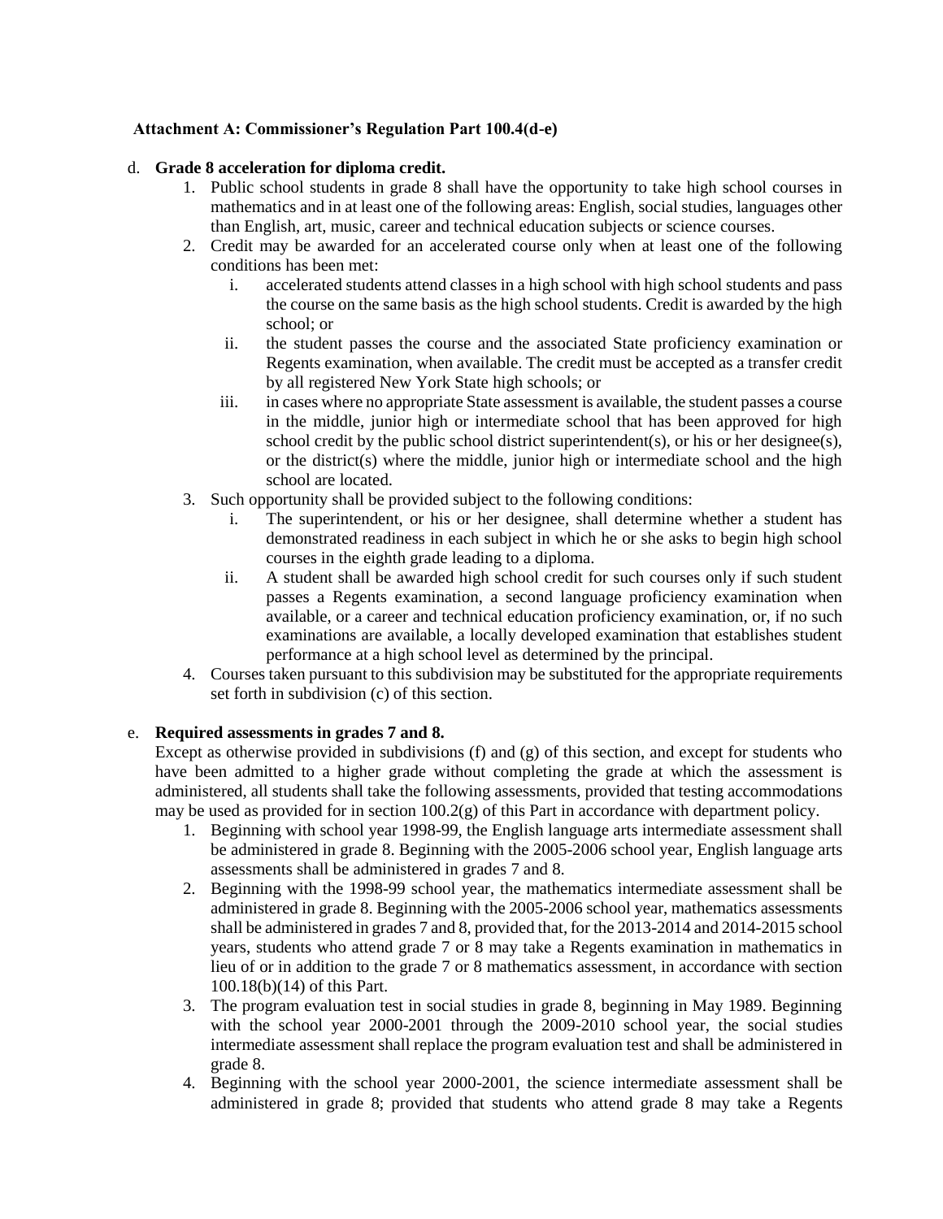**Attachment A: Commissioner's Regulation Part 100.4(d-e)**

d. **Grade 8 acceleration for diploma credit.**

1. Public school students in grade 8 shall have the opportunity to take high school courses in mathematics and in at least one of the following areas: English, social studies, languages other than English, art, music, career and technical education subjects or science courses.
2. Credit may be awarded for an accelerated course only when at least one of the following conditions has been met:
    i. accelerated students attend classes in a high school with high school students and pass the course on the same basis as the high school students. Credit is awarded by the high school; or
    ii. the student passes the course and the associated State proficiency examination or Regents examination, when available. The credit must be accepted as a transfer credit by all registered New York State high schools; or
    iii. in cases where no appropriate State assessment is available, the student passes a course in the middle, junior high or intermediate school that has been approved for high school credit by the public school district superintendent(s), or his or her designee(s), or the district(s) where the middle, junior high or intermediate school and the high school are located.
3. Such opportunity shall be provided subject to the following conditions:
    i. The superintendent, or his or her designee, shall determine whether a student has demonstrated readiness in each subject in which he or she asks to begin high school courses in the eighth grade leading to a diploma.
    ii. A student shall be awarded high school credit for such courses only if such student passes a Regents examination, a second language proficiency examination when available, or a career and technical education proficiency examination, or, if no such examinations are available, a locally developed examination that establishes student performance at a high school level as determined by the principal.
4. Courses taken pursuant to this subdivision may be substituted for the appropriate requirements set forth in subdivision (c) of this section.

e. **Required assessments in grades 7 and 8.**

Except as otherwise provided in subdivisions (f) and (g) of this section, and except for students who have been admitted to a higher grade without completing the grade at which the assessment is administered, all students shall take the following assessments, provided that testing accommodations may be used as provided for in section 100.2(g) of this Part in accordance with department policy.

1. Beginning with school year 1998-99, the English language arts intermediate assessment shall be administered in grade 8. Beginning with the 2005-2006 school year, English language arts assessments shall be administered in grades 7 and 8.
2. Beginning with the 1998-99 school year, the mathematics intermediate assessment shall be administered in grade 8. Beginning with the 2005-2006 school year, mathematics assessments shall be administered in grades 7 and 8, provided that, for the 2013-2014 and 2014-2015 school years, students who attend grade 7 or 8 may take a Regents examination in mathematics in lieu of or in addition to the grade 7 or 8 mathematics assessment, in accordance with section 100.18(b)(14) of this Part.
3. The program evaluation test in social studies in grade 8, beginning in May 1989. Beginning with the school year 2000-2001 through the 2009-2010 school year, the social studies intermediate assessment shall replace the program evaluation test and shall be administered in grade 8.
4. Beginning with the school year 2000-2001, the science intermediate assessment shall be administered in grade 8; provided that students who attend grade 8 may take a Regents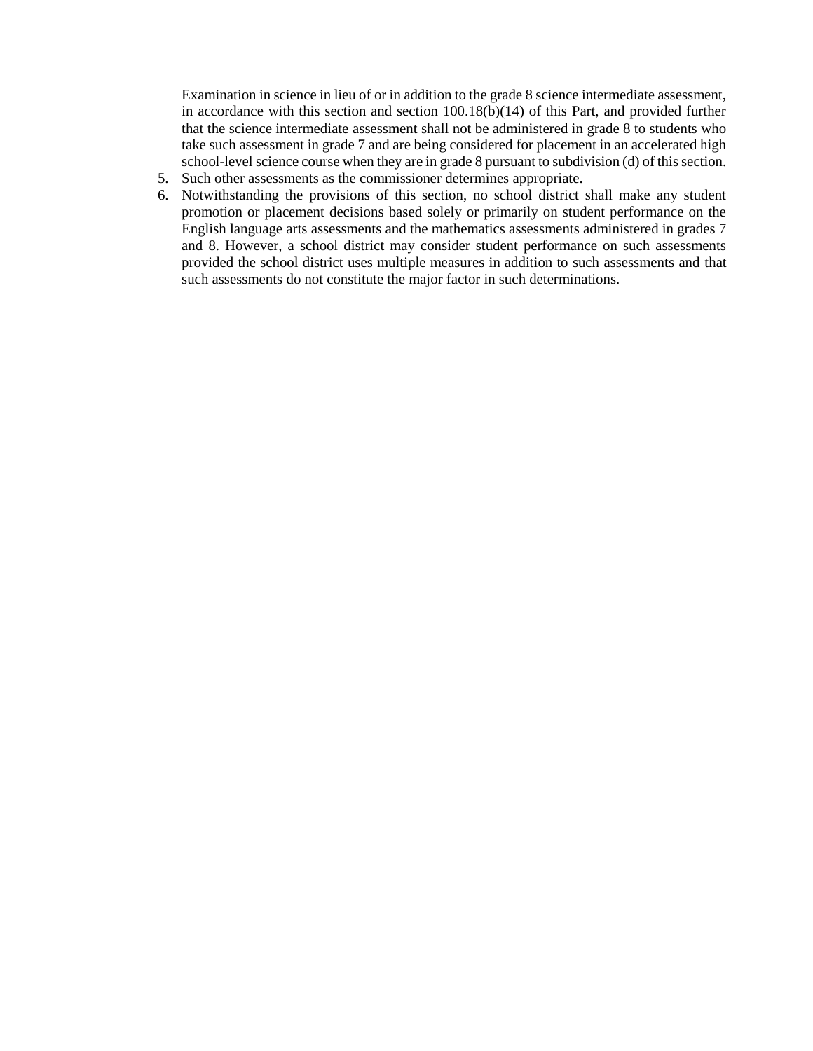Examination in science in lieu of or in addition to the grade 8 science intermediate assessment, in accordance with this section and section 100.18(b)(14) of this Part, and provided further that the science intermediate assessment shall not be administered in grade 8 to students who take such assessment in grade 7 and are being considered for placement in an accelerated high school-level science course when they are in grade 8 pursuant to subdivision (d) of this section.

5. Such other assessments as the commissioner determines appropriate.
6. Notwithstanding the provisions of this section, no school district shall make any student promotion or placement decisions based solely or primarily on student performance on the English language arts assessments and the mathematics assessments administered in grades 7 and 8. However, a school district may consider student performance on such assessments provided the school district uses multiple measures in addition to such assessments and that such assessments do not constitute the major factor in such determinations.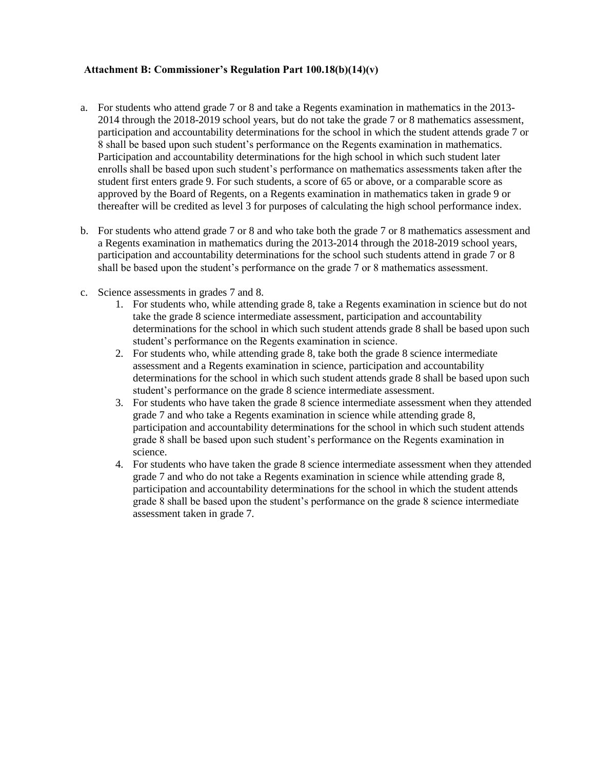**Attachment B: Commissioner's Regulation Part 100.18(b)(14)(v)**

a. For students who attend grade 7 or 8 and take a Regents examination in mathematics in the 2013-2014 through the 2018-2019 school years, but do not take the grade 7 or 8 mathematics assessment, participation and accountability determinations for the school in which the student attends grade 7 or 8 shall be based upon such student's performance on the Regents examination in mathematics. Participation and accountability determinations for the high school in which such student later enrolls shall be based upon such student's performance on mathematics assessments taken after the student first enters grade 9. For such students, a score of 65 or above, or a comparable score as approved by the Board of Regents, on a Regents examination in mathematics taken in grade 9 or thereafter will be credited as level 3 for purposes of calculating the high school performance index.

b. For students who attend grade 7 or 8 and who take both the grade 7 or 8 mathematics assessment and a Regents examination in mathematics during the 2013-2014 through the 2018-2019 school years, participation and accountability determinations for the school such students attend in grade 7 or 8 shall be based upon the student's performance on the grade 7 or 8 mathematics assessment.

c. Science assessments in grades 7 and 8.
   1. For students who, while attending grade 8, take a Regents examination in science but do not take the grade 8 science intermediate assessment, participation and accountability determinations for the school in which such student attends grade 8 shall be based upon such student's performance on the Regents examination in science.
   2. For students who, while attending grade 8, take both the grade 8 science intermediate assessment and a Regents examination in science, participation and accountability determinations for the school in which such student attends grade 8 shall be based upon such student's performance on the grade 8 science intermediate assessment.
   3. For students who have taken the grade 8 science intermediate assessment when they attended grade 7 and who take a Regents examination in science while attending grade 8, participation and accountability determinations for the school in which such student attends grade 8 shall be based upon such student's performance on the Regents examination in science.
   4. For students who have taken the grade 8 science intermediate assessment when they attended grade 7 and who do not take a Regents examination in science while attending grade 8, participation and accountability determinations for the school in which the student attends grade 8 shall be based upon the student's performance on the grade 8 science intermediate assessment taken in grade 7.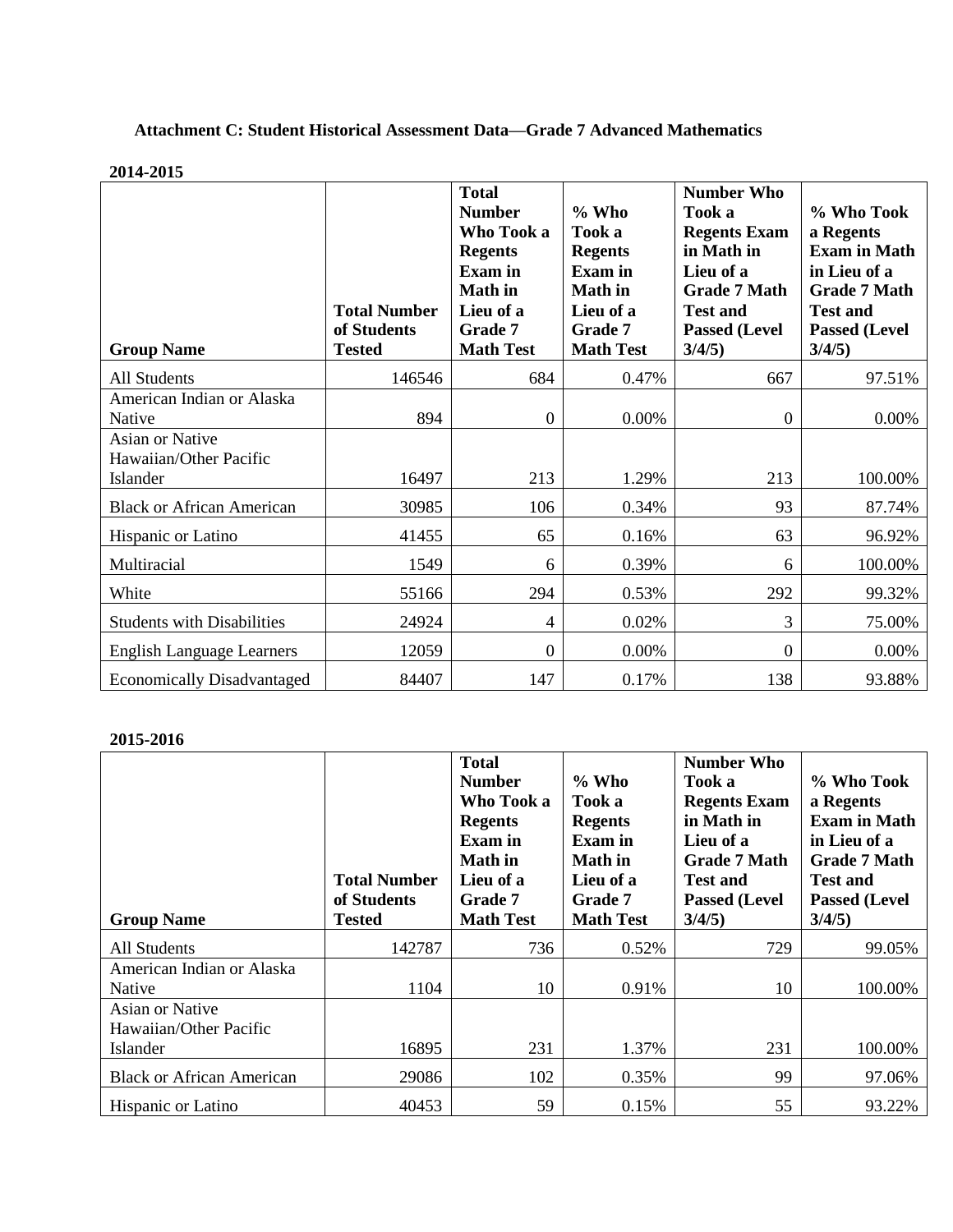**Attachment C: Student Historical Assessment Data—Grade 7 Advanced Mathematics**

**2014-2015**

| Group Name | Total Number of Students Tested | Total Number Who Took a Regents Exam in Math in Lieu of a Grade 7 Math Test | % Who Took a Regents Exam in Math in Lieu of a Grade 7 Math Test | Number Who Took a Regents Exam in Math in Lieu of a Grade 7 Math Test and Passed (Level 3/4/5) | % Who Took a Regents Exam in Math in Lieu of a Grade 7 Math Test and Passed (Level 3/4/5) |
|---|---|---|---|---|---|
| All Students | 146546 | 684 | 0.47% | 667 | 97.51% |
| American Indian or Alaska Native | 894 | 0 | 0.00% | 0 | 0.00% |
| Asian or Native Hawaiian/Other Pacific Islander | 16497 | 213 | 1.29% | 213 | 100.00% |
| Black or African American | 30985 | 106 | 0.34% | 93 | 87.74% |
| Hispanic or Latino | 41455 | 65 | 0.16% | 63 | 96.92% |
| Multiracial | 1549 | 6 | 0.39% | 6 | 100.00% |
| White | 55166 | 294 | 0.53% | 292 | 99.32% |
| Students with Disabilities | 24924 | 4 | 0.02% | 3 | 75.00% |
| English Language Learners | 12059 | 0 | 0.00% | 0 | 0.00% |
| Economically Disadvantaged | 84407 | 147 | 0.17% | 138 | 93.88% |

**2015-2016**

| Group Name | Total Number of Students Tested | Total Number Who Took a Regents Exam in Math in Lieu of a Grade 7 Math Test | % Who Took a Regents Exam in Math in Lieu of a Grade 7 Math Test | Number Who Took a Regents Exam in Math in Lieu of a Grade 7 Math Test and Passed (Level 3/4/5) | % Who Took a Regents Exam in Math in Lieu of a Grade 7 Math Test and Passed (Level 3/4/5) |
|---|---|---|---|---|---|
| All Students | 142787 | 736 | 0.52% | 729 | 99.05% |
| American Indian or Alaska Native | 1104 | 10 | 0.91% | 10 | 100.00% |
| Asian or Native Hawaiian/Other Pacific Islander | 16895 | 231 | 1.37% | 231 | 100.00% |
| Black or African American | 29086 | 102 | 0.35% | 99 | 97.06% |
| Hispanic or Latino | 40453 | 59 | 0.15% | 55 | 93.22% |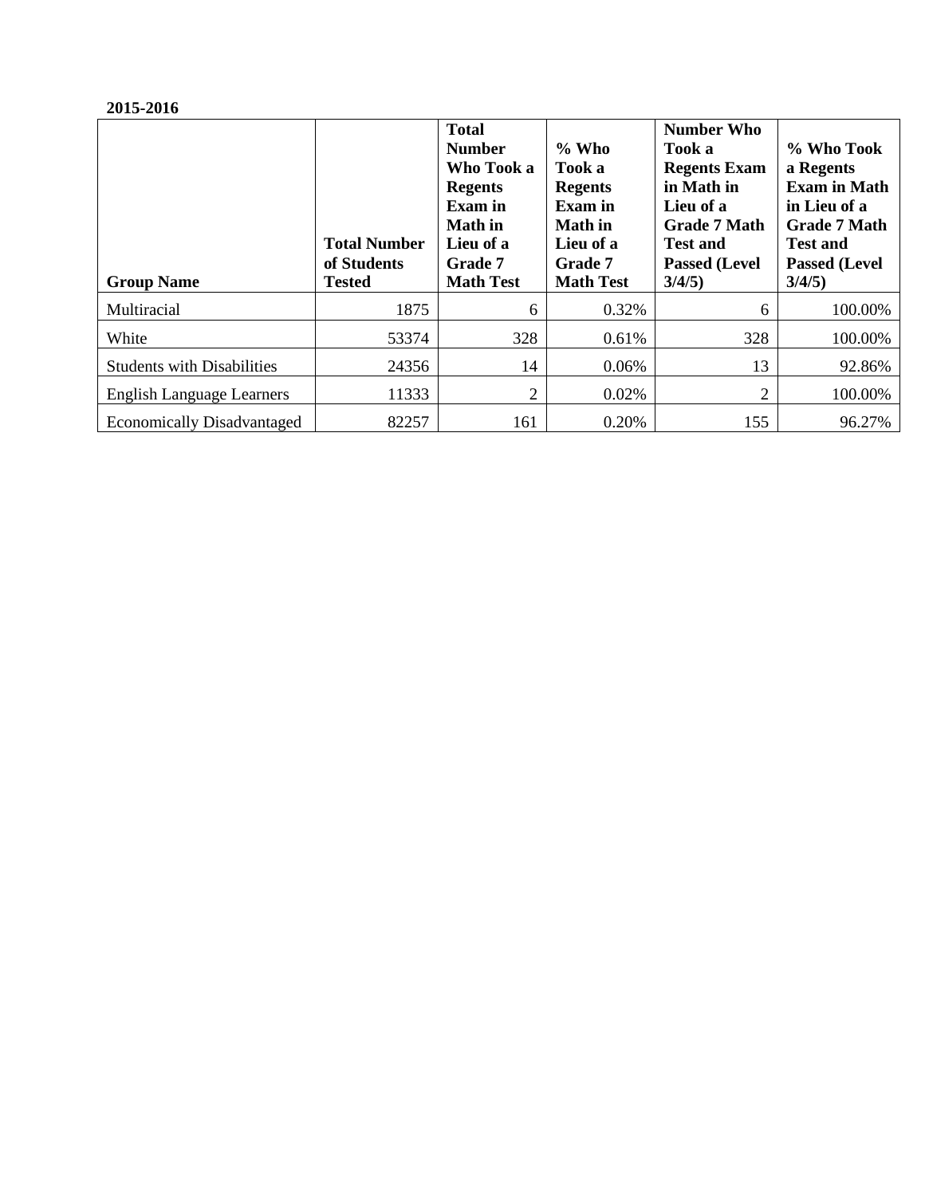**2015-2016**

| Group Name | Total Number of Students Tested | Total Number Who Took a Regents Exam in Math in Lieu of a Grade 7 Math Test | % Who Took a Regents Exam in Math in Lieu of a Grade 7 Math Test | Number Who Took a Regents Exam in Math in Lieu of a Grade 7 Math Test and Passed (Level 3/4/5) | % Who Took a Regents Exam in Math in Lieu of a Grade 7 Math Test and Passed (Level 3/4/5) |
|---|---|---|---|---|---|
| Multiracial | 1875 | 6 | 0.32% | 6 | 100.00% |
| White | 53374 | 328 | 0.61% | 328 | 100.00% |
| Students with Disabilities | 24356 | 14 | 0.06% | 13 | 92.86% |
| English Language Learners | 11333 | 2 | 0.02% | 2 | 100.00% |
| Economically Disadvantaged | 82257 | 161 | 0.20% | 155 | 96.27% |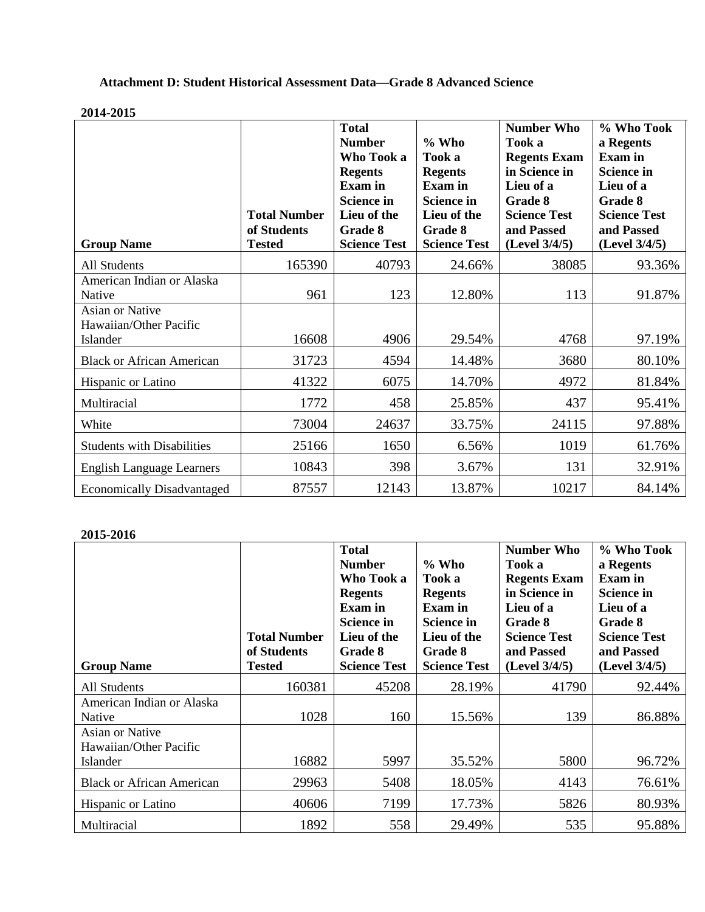**Attachment D: Student Historical Assessment Data—Grade 8 Advanced Science**

**2014-2015**

| Group Name | Total Number of Students Tested | Total Number Who Took a Regents Exam in Science in Lieu of the Grade 8 Science Test | % Who Took a Regents Exam in Science in Lieu of the Grade 8 Science Test | Number Who Took a Regents Exam in Science in Lieu of a Grade 8 Science Test and Passed (Level 3/4/5) | % Who Took a Regents Exam in Science in Lieu of a Grade 8 Science Test and Passed (Level 3/4/5) |
|---|---|---|---|---|---|
| All Students | 165390 | 40793 | 24.66% | 38085 | 93.36% |
| American Indian or Alaska Native | 961 | 123 | 12.80% | 113 | 91.87% |
| Asian or Native Hawaiian/Other Pacific Islander | 16608 | 4906 | 29.54% | 4768 | 97.19% |
| Black or African American | 31723 | 4594 | 14.48% | 3680 | 80.10% |
| Hispanic or Latino | 41322 | 6075 | 14.70% | 4972 | 81.84% |
| Multiracial | 1772 | 458 | 25.85% | 437 | 95.41% |
| White | 73004 | 24637 | 33.75% | 24115 | 97.88% |
| Students with Disabilities | 25166 | 1650 | 6.56% | 1019 | 61.76% |
| English Language Learners | 10843 | 398 | 3.67% | 131 | 32.91% |
| Economically Disadvantaged | 87557 | 12143 | 13.87% | 10217 | 84.14% |

**2015-2016**

| Group Name | Total Number of Students Tested | Total Number Who Took a Regents Exam in Science in Lieu of the Grade 8 Science Test | % Who Took a Regents Exam in Science in Lieu of the Grade 8 Science Test | Number Who Took a Regents Exam in Science in Lieu of a Grade 8 Science Test and Passed (Level 3/4/5) | % Who Took a Regents Exam in Science in Lieu of a Grade 8 Science Test and Passed (Level 3/4/5) |
|---|---|---|---|---|---|
| All Students | 160381 | 45208 | 28.19% | 41790 | 92.44% |
| American Indian or Alaska Native | 1028 | 160 | 15.56% | 139 | 86.88% |
| Asian or Native Hawaiian/Other Pacific Islander | 16882 | 5997 | 35.52% | 5800 | 96.72% |
| Black or African American | 29963 | 5408 | 18.05% | 4143 | 76.61% |
| Hispanic or Latino | 40606 | 7199 | 17.73% | 5826 | 80.93% |
| Multiracial | 1892 | 558 | 29.49% | 535 | 95.88% |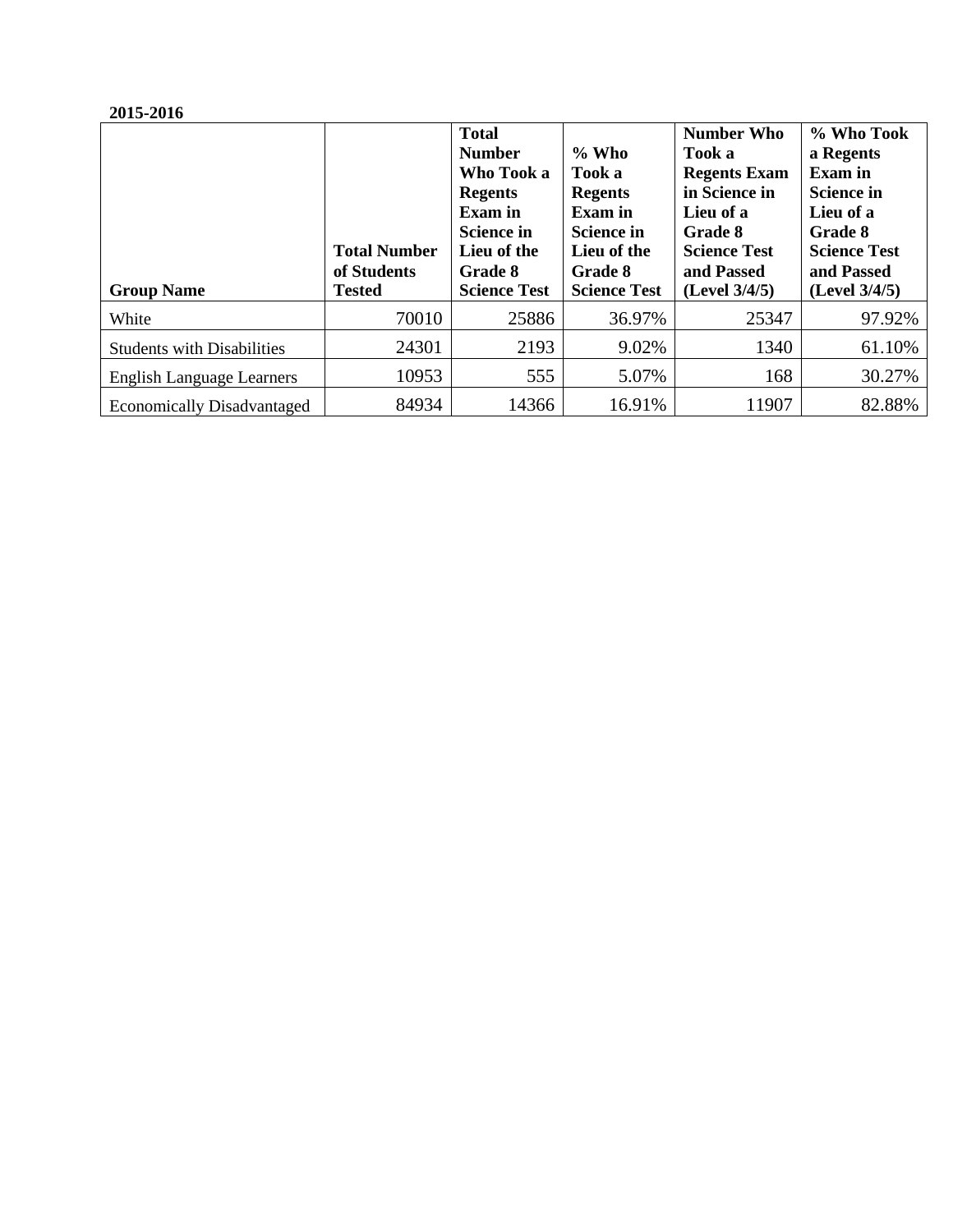**2015-2016**

| Group Name | Total Number of Students Tested | Total Number Who Took a Regents Exam in Science in Lieu of the Grade 8 Science Test | % Who Took a Regents Exam in Science in Lieu of the Grade 8 Science Test | Number Who Took a Regents Exam in Science in Lieu of a Grade 8 Science Test and Passed (Level 3/4/5) | % Who Took a Regents Exam in Science in Lieu of a Grade 8 Science Test and Passed (Level 3/4/5) |
|---|---|---|---|---|---|
| White | 70010 | 25886 | 36.97% | 25347 | 97.92% |
| Students with Disabilities | 24301 | 2193 | 9.02% | 1340 | 61.10% |
| English Language Learners | 10953 | 555 | 5.07% | 168 | 30.27% |
| Economically Disadvantaged | 84934 | 14366 | 16.91% | 11907 | 82.88% |